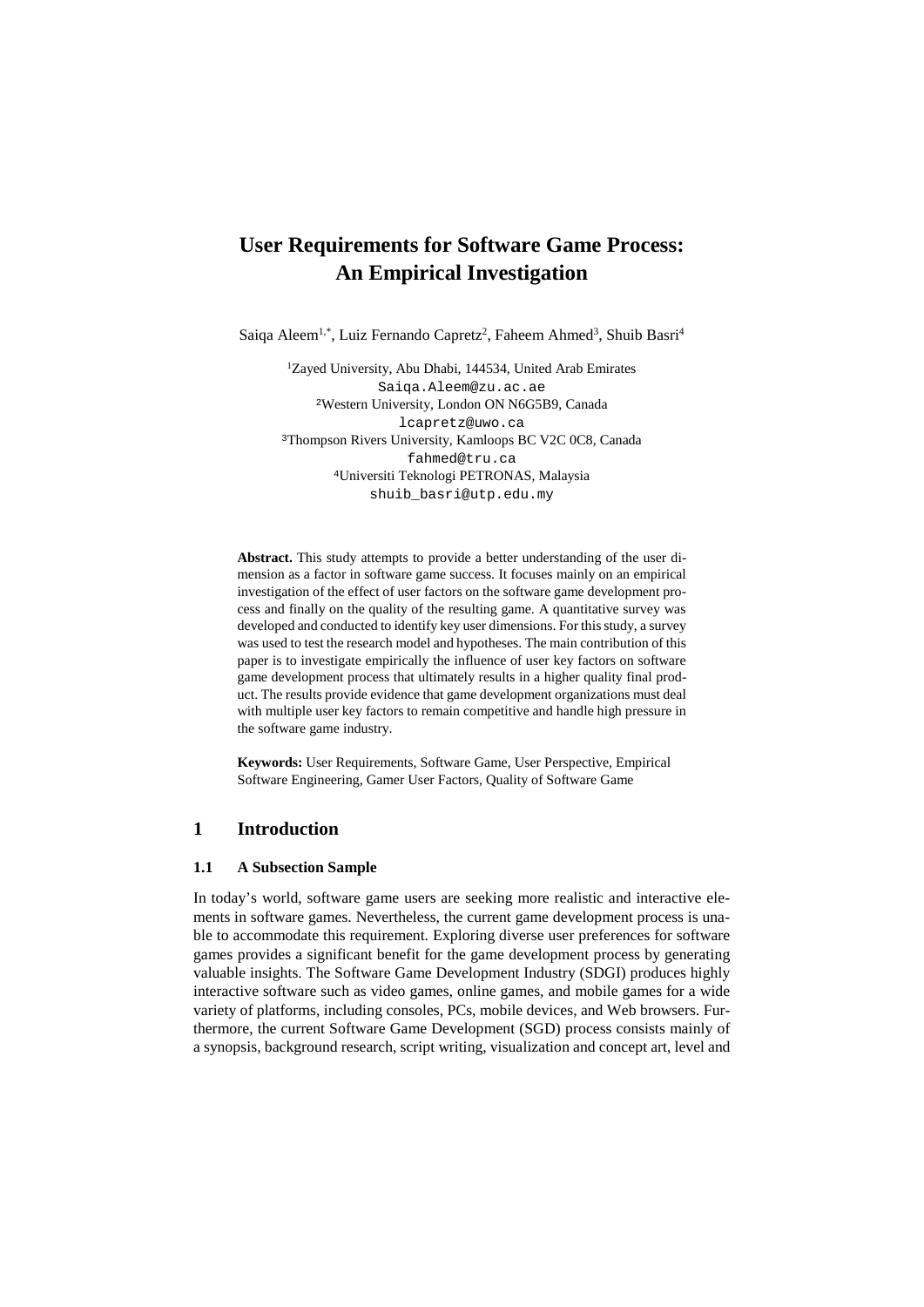# User Requirements for Software Game Process: An Empirical Investigation

Saiqa Aleem[1,*], Luiz Fernando Capretz[2], Faheem Ahmed[3], Shuib Basri[4]

[1]Zayed University, Abu Dhabi, 144534, United Arab Emirates
Saiqa.Aleem@zu.ac.ae
[2]Western University, London ON N6G5B9, Canada
lcapretz@uwo.ca
[3]Thompson Rivers University, Kamloops BC V2C 0C8, Canada
fahmed@tru.ca
[4]Universiti Teknologi PETRONAS, Malaysia
shuib_basri@utp.edu.my

**Abstract.** This study attempts to provide a better understanding of the user dimension as a factor in software game success. It focuses mainly on an empirical investigation of the effect of user factors on the software game development process and finally on the quality of the resulting game. A quantitative survey was developed and conducted to identify key user dimensions. For this study, a survey was used to test the research model and hypotheses. The main contribution of this paper is to investigate empirically the influence of user key factors on software game development process that ultimately results in a higher quality final product. The results provide evidence that game development organizations must deal with multiple user key factors to remain competitive and handle high pressure in the software game industry.

**Keywords:** User Requirements, Software Game, User Perspective, Empirical Software Engineering, Gamer User Factors, Quality of Software Game

## 1 Introduction

### 1.1 A Subsection Sample

In today's world, software game users are seeking more realistic and interactive elements in software games. Nevertheless, the current game development process is unable to accommodate this requirement. Exploring diverse user preferences for software games provides a significant benefit for the game development process by generating valuable insights. The Software Game Development Industry (SDGI) produces highly interactive software such as video games, online games, and mobile games for a wide variety of platforms, including consoles, PCs, mobile devices, and Web browsers. Furthermore, the current Software Game Development (SGD) process consists mainly of a synopsis, background research, script writing, visualization and concept art, level and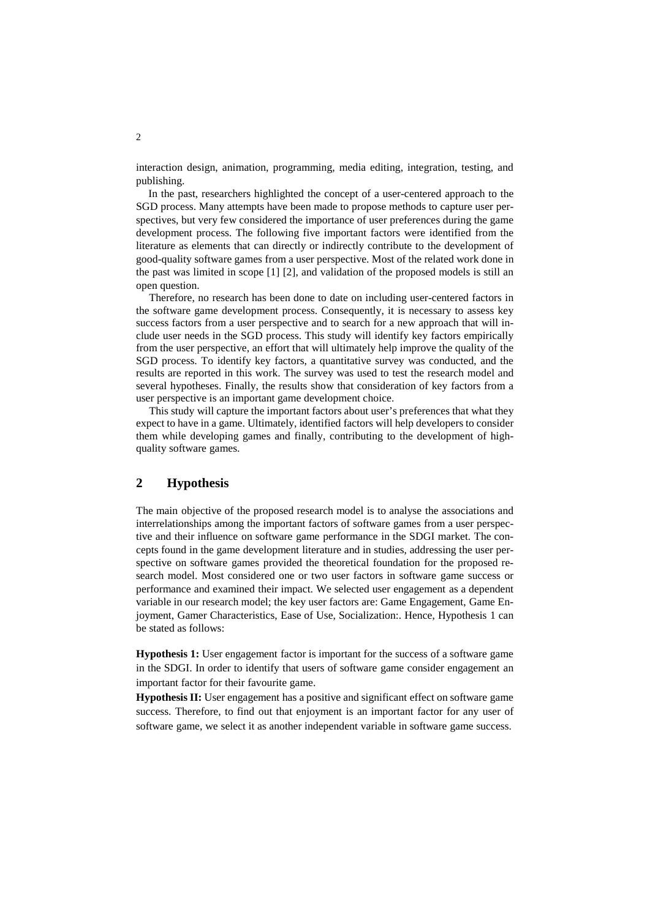interaction design, animation, programming, media editing, integration, testing, and publishing.

In the past, researchers highlighted the concept of a user-centered approach to the SGD process. Many attempts have been made to propose methods to capture user perspectives, but very few considered the importance of user preferences during the game development process. The following five important factors were identified from the literature as elements that can directly or indirectly contribute to the development of good-quality software games from a user perspective. Most of the related work done in the past was limited in scope [1] [2], and validation of the proposed models is still an open question.

Therefore, no research has been done to date on including user-centered factors in the software game development process. Consequently, it is necessary to assess key success factors from a user perspective and to search for a new approach that will include user needs in the SGD process. This study will identify key factors empirically from the user perspective, an effort that will ultimately help improve the quality of the SGD process. To identify key factors, a quantitative survey was conducted, and the results are reported in this work. The survey was used to test the research model and several hypotheses. Finally, the results show that consideration of key factors from a user perspective is an important game development choice.

This study will capture the important factors about user's preferences that what they expect to have in a game. Ultimately, identified factors will help developers to consider them while developing games and finally, contributing to the development of high-quality software games.

## 2 Hypothesis

The main objective of the proposed research model is to analyse the associations and interrelationships among the important factors of software games from a user perspective and their influence on software game performance in the SDGI market. The concepts found in the game development literature and in studies, addressing the user perspective on software games provided the theoretical foundation for the proposed research model. Most considered one or two user factors in software game success or performance and examined their impact. We selected user engagement as a dependent variable in our research model; the key user factors are: Game Engagement, Game Enjoyment, Gamer Characteristics, Ease of Use, Socialization:. Hence, Hypothesis 1 can be stated as follows:

**Hypothesis 1:** User engagement factor is important for the success of a software game in the SDGI. In order to identify that users of software game consider engagement an important factor for their favourite game.

**Hypothesis II:** User engagement has a positive and significant effect on software game success. Therefore, to find out that enjoyment is an important factor for any user of software game, we select it as another independent variable in software game success.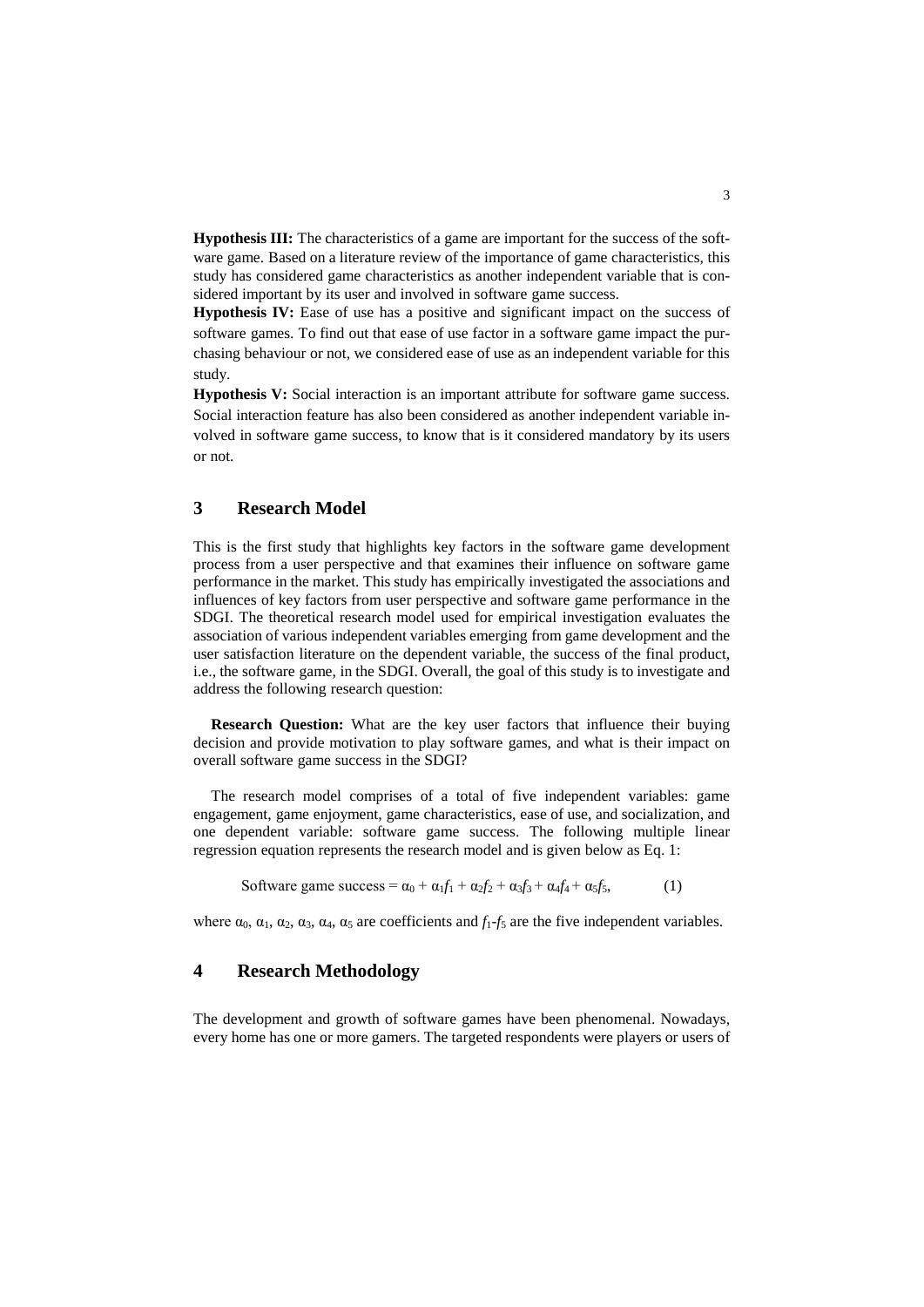**Hypothesis III:** The characteristics of a game are important for the success of the software game. Based on a literature review of the importance of game characteristics, this study has considered game characteristics as another independent variable that is considered important by its user and involved in software game success.

**Hypothesis IV:** Ease of use has a positive and significant impact on the success of software games. To find out that ease of use factor in a software game impact the purchasing behaviour or not, we considered ease of use as an independent variable for this study.

**Hypothesis V:** Social interaction is an important attribute for software game success. Social interaction feature has also been considered as another independent variable involved in software game success, to know that is it considered mandatory by its users or not.

## 3 Research Model

This is the first study that highlights key factors in the software game development process from a user perspective and that examines their influence on software game performance in the market. This study has empirically investigated the associations and influences of key factors from user perspective and software game performance in the SDGI. The theoretical research model used for empirical investigation evaluates the association of various independent variables emerging from game development and the user satisfaction literature on the dependent variable, the success of the final product, i.e., the software game, in the SDGI. Overall, the goal of this study is to investigate and address the following research question:

**Research Question:** What are the key user factors that influence their buying decision and provide motivation to play software games, and what is their impact on overall software game success in the SDGI?

The research model comprises of a total of five independent variables: game engagement, game enjoyment, game characteristics, ease of use, and socialization, and one dependent variable: software game success. The following multiple linear regression equation represents the research model and is given below as Eq. 1:

$$\text{Software game success} = \alpha_0 + \alpha_1 f_1 + \alpha_2 f_2 + \alpha_3 f_3 + \alpha_4 f_4 + \alpha_5 f_5, \tag{1}$$

where $\alpha_0$, $\alpha_1$, $\alpha_2$, $\alpha_3$, $\alpha_4$, $\alpha_5$ are coefficients and $f_1$-$f_5$ are the five independent variables.

## 4 Research Methodology

The development and growth of software games have been phenomenal. Nowadays, every home has one or more gamers. The targeted respondents were players or users of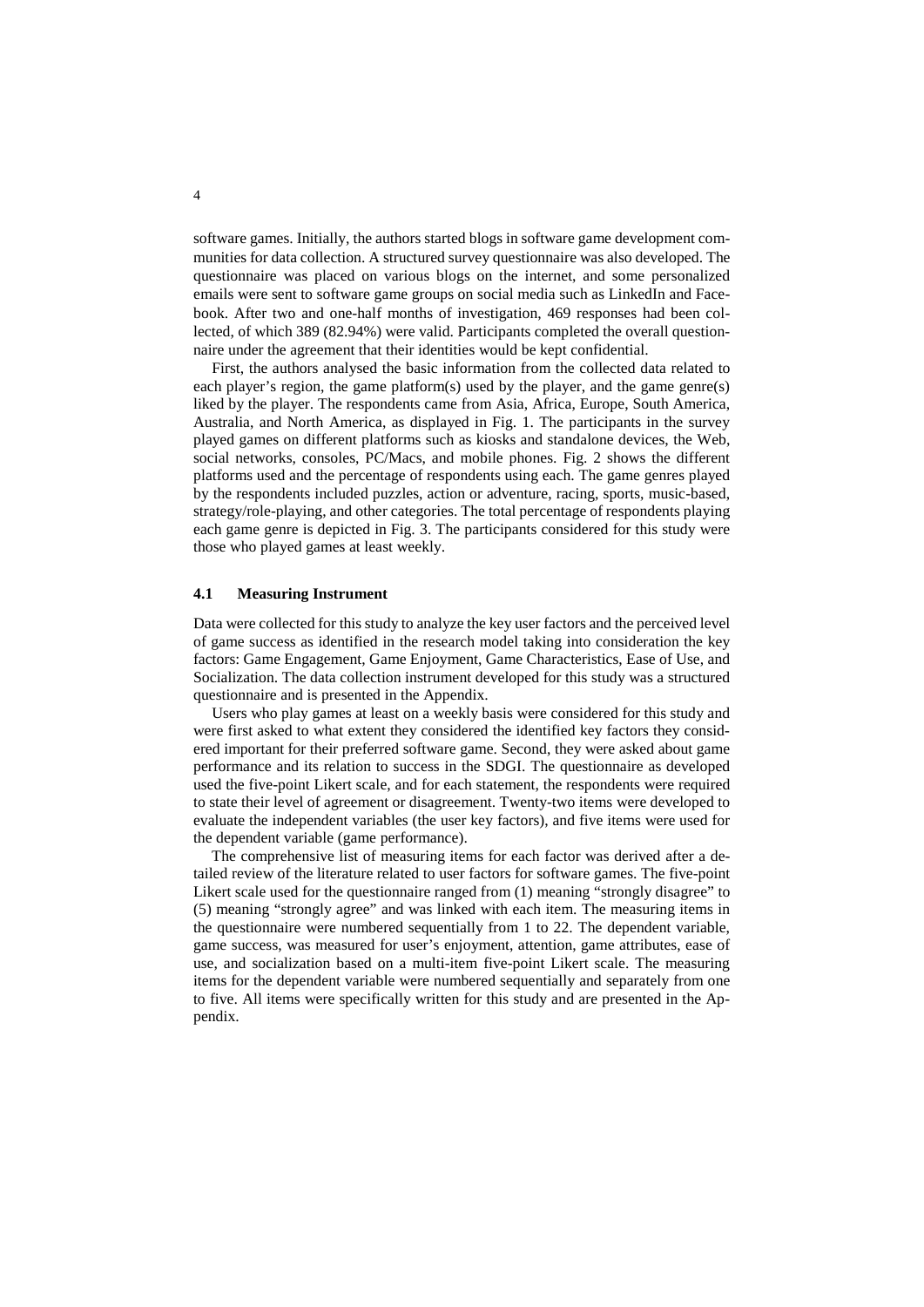software games. Initially, the authors started blogs in software game development communities for data collection. A structured survey questionnaire was also developed. The questionnaire was placed on various blogs on the internet, and some personalized emails were sent to software game groups on social media such as LinkedIn and Facebook. After two and one-half months of investigation, 469 responses had been collected, of which 389 (82.94%) were valid. Participants completed the overall questionnaire under the agreement that their identities would be kept confidential.

First, the authors analysed the basic information from the collected data related to each player's region, the game platform(s) used by the player, and the game genre(s) liked by the player. The respondents came from Asia, Africa, Europe, South America, Australia, and North America, as displayed in Fig. 1. The participants in the survey played games on different platforms such as kiosks and standalone devices, the Web, social networks, consoles, PC/Macs, and mobile phones. Fig. 2 shows the different platforms used and the percentage of respondents using each. The game genres played by the respondents included puzzles, action or adventure, racing, sports, music-based, strategy/role-playing, and other categories. The total percentage of respondents playing each game genre is depicted in Fig. 3. The participants considered for this study were those who played games at least weekly.

### 4.1 Measuring Instrument

Data were collected for this study to analyze the key user factors and the perceived level of game success as identified in the research model taking into consideration the key factors: Game Engagement, Game Enjoyment, Game Characteristics, Ease of Use, and Socialization. The data collection instrument developed for this study was a structured questionnaire and is presented in the Appendix.

Users who play games at least on a weekly basis were considered for this study and were first asked to what extent they considered the identified key factors they considered important for their preferred software game. Second, they were asked about game performance and its relation to success in the SDGI. The questionnaire as developed used the five-point Likert scale, and for each statement, the respondents were required to state their level of agreement or disagreement. Twenty-two items were developed to evaluate the independent variables (the user key factors), and five items were used for the dependent variable (game performance).

The comprehensive list of measuring items for each factor was derived after a detailed review of the literature related to user factors for software games. The five-point Likert scale used for the questionnaire ranged from (1) meaning "strongly disagree" to (5) meaning "strongly agree" and was linked with each item. The measuring items in the questionnaire were numbered sequentially from 1 to 22. The dependent variable, game success, was measured for user's enjoyment, attention, game attributes, ease of use, and socialization based on a multi-item five-point Likert scale. The measuring items for the dependent variable were numbered sequentially and separately from one to five. All items were specifically written for this study and are presented in the Appendix.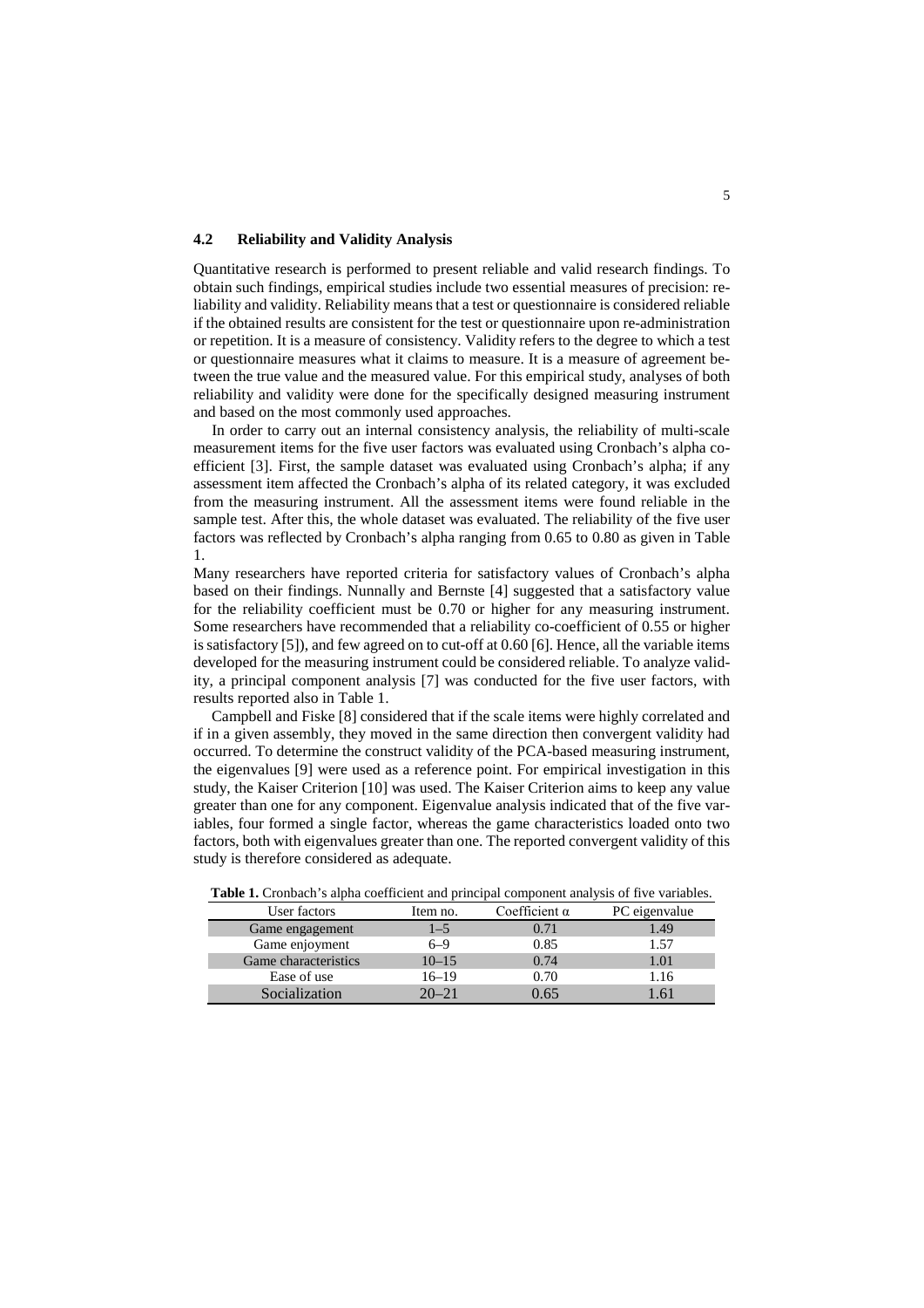### 4.2 Reliability and Validity Analysis

Quantitative research is performed to present reliable and valid research findings. To obtain such findings, empirical studies include two essential measures of precision: reliability and validity. Reliability means that a test or questionnaire is considered reliable if the obtained results are consistent for the test or questionnaire upon re-administration or repetition. It is a measure of consistency. Validity refers to the degree to which a test or questionnaire measures what it claims to measure. It is a measure of agreement between the true value and the measured value. For this empirical study, analyses of both reliability and validity were done for the specifically designed measuring instrument and based on the most commonly used approaches.

In order to carry out an internal consistency analysis, the reliability of multi-scale measurement items for the five user factors was evaluated using Cronbach's alpha coefficient [3]. First, the sample dataset was evaluated using Cronbach's alpha; if any assessment item affected the Cronbach's alpha of its related category, it was excluded from the measuring instrument. All the assessment items were found reliable in the sample test. After this, the whole dataset was evaluated. The reliability of the five user factors was reflected by Cronbach's alpha ranging from 0.65 to 0.80 as given in Table 1.

Many researchers have reported criteria for satisfactory values of Cronbach's alpha based on their findings. Nunnally and Bernste [4] suggested that a satisfactory value for the reliability coefficient must be 0.70 or higher for any measuring instrument. Some researchers have recommended that a reliability co-coefficient of 0.55 or higher is satisfactory [5]), and few agreed on to cut-off at 0.60 [6]. Hence, all the variable items developed for the measuring instrument could be considered reliable. To analyze validity, a principal component analysis [7] was conducted for the five user factors, with results reported also in Table 1.

Campbell and Fiske [8] considered that if the scale items were highly correlated and if in a given assembly, they moved in the same direction then convergent validity had occurred. To determine the construct validity of the PCA-based measuring instrument, the eigenvalues [9] were used as a reference point. For empirical investigation in this study, the Kaiser Criterion [10] was used. The Kaiser Criterion aims to keep any value greater than one for any component. Eigenvalue analysis indicated that of the five variables, four formed a single factor, whereas the game characteristics loaded onto two factors, both with eigenvalues greater than one. The reported convergent validity of this study is therefore considered as adequate.

**Table 1.** Cronbach's alpha coefficient and principal component analysis of five variables.

| User factors | Item no. | Coefficient α | PC eigenvalue |
|---|---|---|---|
| Game engagement | 1–5 | 0.71 | 1.49 |
| Game enjoyment | 6–9 | 0.85 | 1.57 |
| Game characteristics | 10–15 | 0.74 | 1.01 |
| Ease of use | 16–19 | 0.70 | 1.16 |
| Socialization | 20–21 | 0.65 | 1.61 |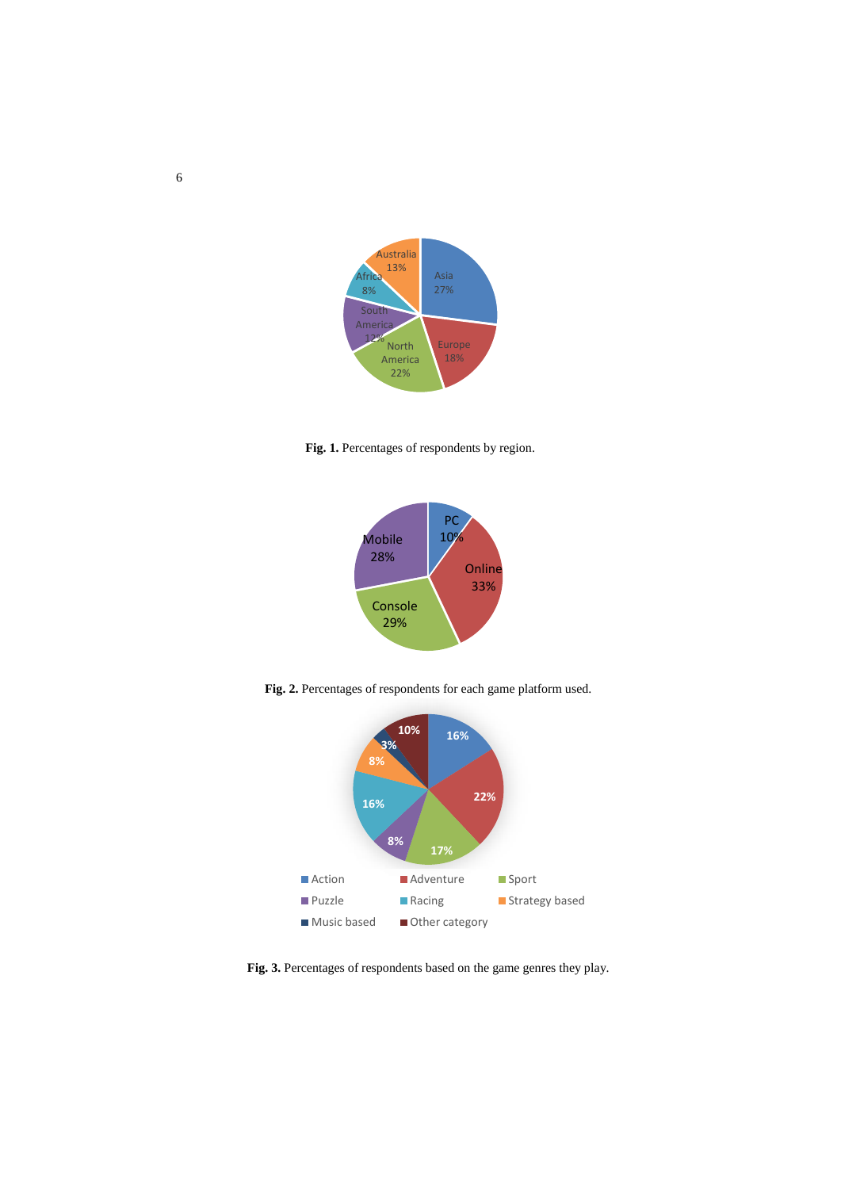Fig. 1. Percentages of respondents by region.

Fig. 2. Percentages of respondents for each game platform used.

Fig. 3. Percentages of respondents based on the game genres they play.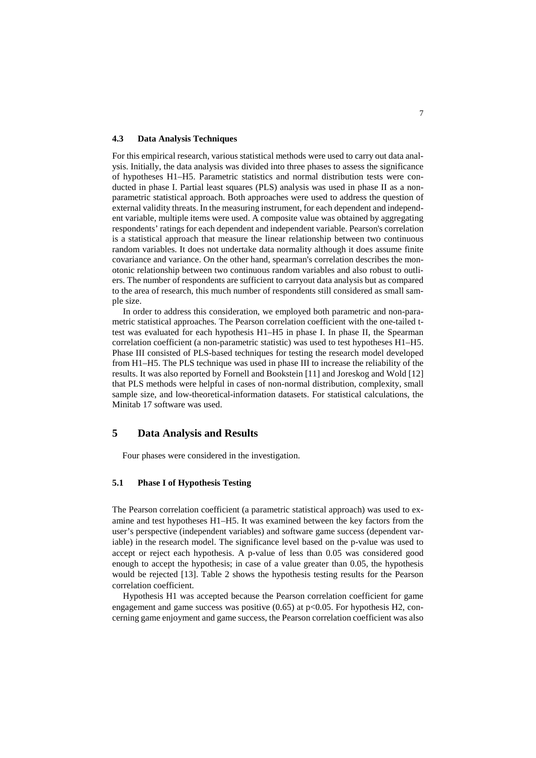### 4.3 Data Analysis Techniques

For this empirical research, various statistical methods were used to carry out data analysis. Initially, the data analysis was divided into three phases to assess the significance of hypotheses H1–H5. Parametric statistics and normal distribution tests were conducted in phase I. Partial least squares (PLS) analysis was used in phase II as a non-parametric statistical approach. Both approaches were used to address the question of external validity threats. In the measuring instrument, for each dependent and independent variable, multiple items were used. A composite value was obtained by aggregating respondents' ratings for each dependent and independent variable. Pearson's correlation is a statistical approach that measure the linear relationship between two continuous random variables. It does not undertake data normality although it does assume finite covariance and variance. On the other hand, spearman's correlation describes the monotonic relationship between two continuous random variables and also robust to outliers. The number of respondents are sufficient to carryout data analysis but as compared to the area of research, this much number of respondents still considered as small sample size.

In order to address this consideration, we employed both parametric and non-parametric statistical approaches. The Pearson correlation coefficient with the one-tailed t-test was evaluated for each hypothesis H1–H5 in phase I. In phase II, the Spearman correlation coefficient (a non-parametric statistic) was used to test hypotheses H1–H5. Phase III consisted of PLS-based techniques for testing the research model developed from H1–H5. The PLS technique was used in phase III to increase the reliability of the results. It was also reported by Fornell and Bookstein [11] and Joreskog and Wold [12] that PLS methods were helpful in cases of non-normal distribution, complexity, small sample size, and low-theoretical-information datasets. For statistical calculations, the Minitab 17 software was used.

## 5 Data Analysis and Results

Four phases were considered in the investigation.

### 5.1 Phase I of Hypothesis Testing

The Pearson correlation coefficient (a parametric statistical approach) was used to examine and test hypotheses H1–H5. It was examined between the key factors from the user's perspective (independent variables) and software game success (dependent variable) in the research model. The significance level based on the p-value was used to accept or reject each hypothesis. A p-value of less than 0.05 was considered good enough to accept the hypothesis; in case of a value greater than 0.05, the hypothesis would be rejected [13]. Table 2 shows the hypothesis testing results for the Pearson correlation coefficient.

Hypothesis H1 was accepted because the Pearson correlation coefficient for game engagement and game success was positive (0.65) at $p<0.05$. For hypothesis H2, concerning game enjoyment and game success, the Pearson correlation coefficient was also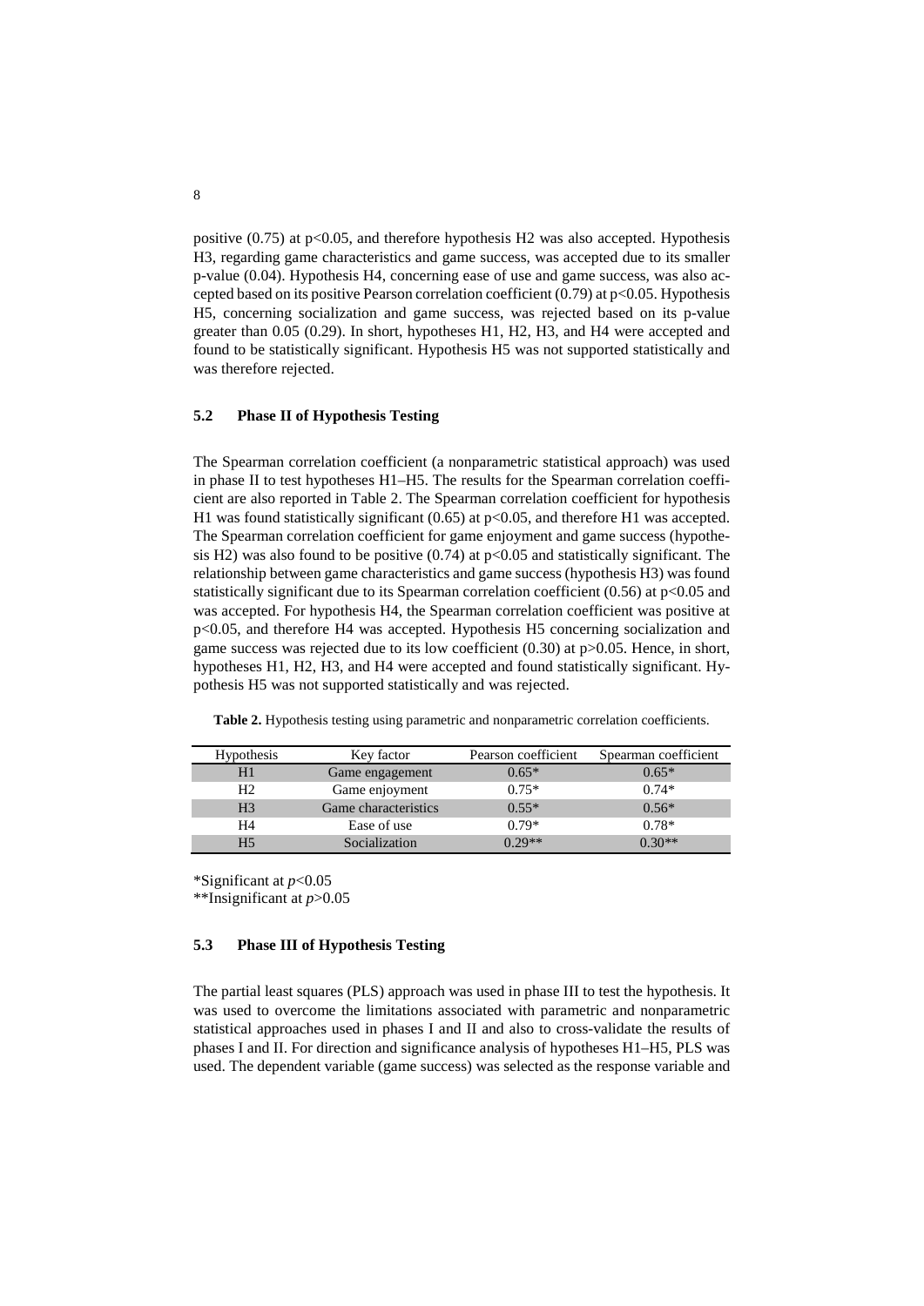positive (0.75) at $p<0.05$, and therefore hypothesis H2 was also accepted. Hypothesis H3, regarding game characteristics and game success, was accepted due to its smaller p-value (0.04). Hypothesis H4, concerning ease of use and game success, was also accepted based on its positive Pearson correlation coefficient (0.79) at $p<0.05$. Hypothesis H5, concerning socialization and game success, was rejected based on its p-value greater than 0.05 (0.29). In short, hypotheses H1, H2, H3, and H4 were accepted and found to be statistically significant. Hypothesis H5 was not supported statistically and was therefore rejected.

### 5.2 Phase II of Hypothesis Testing

The Spearman correlation coefficient (a nonparametric statistical approach) was used in phase II to test hypotheses H1–H5. The results for the Spearman correlation coefficient are also reported in Table 2. The Spearman correlation coefficient for hypothesis H1 was found statistically significant (0.65) at $p<0.05$, and therefore H1 was accepted. The Spearman correlation coefficient for game enjoyment and game success (hypothesis H2) was also found to be positive (0.74) at $p<0.05$ and statistically significant. The relationship between game characteristics and game success (hypothesis H3) was found statistically significant due to its Spearman correlation coefficient (0.56) at $p<0.05$ and was accepted. For hypothesis H4, the Spearman correlation coefficient was positive at $p<0.05$, and therefore H4 was accepted. Hypothesis H5 concerning socialization and game success was rejected due to its low coefficient (0.30) at $p>0.05$. Hence, in short, hypotheses H1, H2, H3, and H4 were accepted and found statistically significant. Hypothesis H5 was not supported statistically and was rejected.

**Table 2.** Hypothesis testing using parametric and nonparametric correlation coefficients.

| Hypothesis | Key factor | Pearson coefficient | Spearman coefficient |
|---|---|---|---|
| H1 | Game engagement | 0.65* | 0.65* |
| H2 | Game enjoyment | 0.75* | 0.74* |
| H3 | Game characteristics | 0.55* | 0.56* |
| H4 | Ease of use | 0.79* | 0.78* |
| H5 | Socialization | 0.29** | 0.30** |

*Significant at $p<0.05$
**Insignificant at $p>0.05$

### 5.3 Phase III of Hypothesis Testing

The partial least squares (PLS) approach was used in phase III to test the hypothesis. It was used to overcome the limitations associated with parametric and nonparametric statistical approaches used in phases I and II and also to cross-validate the results of phases I and II. For direction and significance analysis of hypotheses H1–H5, PLS was used. The dependent variable (game success) was selected as the response variable and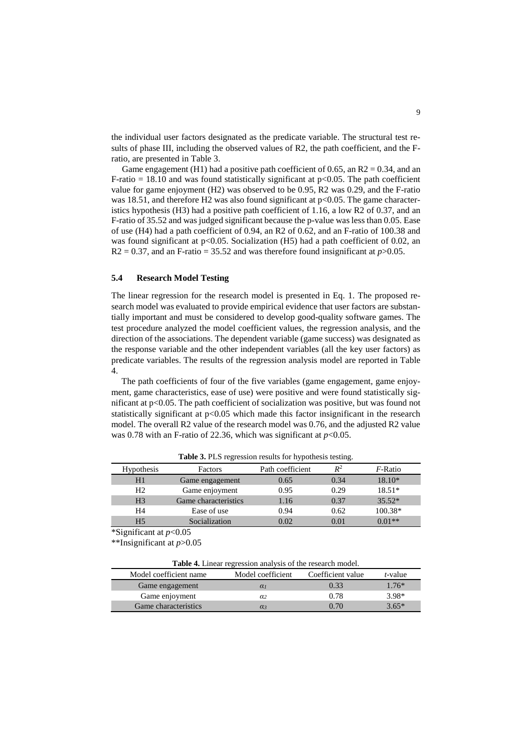the individual user factors designated as the predicate variable. The structural test results of phase III, including the observed values of R2, the path coefficient, and the F-ratio, are presented in Table 3.

Game engagement (H1) had a positive path coefficient of 0.65, an R2 = 0.34, and an F-ratio = 18.10 and was found statistically significant at p<0.05. The path coefficient value for game enjoyment (H2) was observed to be 0.95, R2 was 0.29, and the F-ratio was 18.51, and therefore H2 was also found significant at p<0.05. The game characteristics hypothesis (H3) had a positive path coefficient of 1.16, a low R2 of 0.37, and an F-ratio of 35.52 and was judged significant because the p-value was less than 0.05. Ease of use (H4) had a path coefficient of 0.94, an R2 of 0.62, and an F-ratio of 100.38 and was found significant at p<0.05. Socialization (H5) had a path coefficient of 0.02, an R2 = 0.37, and an F-ratio = 35.52 and was therefore found insignificant at $p>0.05$.

### 5.4 Research Model Testing

The linear regression for the research model is presented in Eq. 1. The proposed research model was evaluated to provide empirical evidence that user factors are substantially important and must be considered to develop good-quality software games. The test procedure analyzed the model coefficient values, the regression analysis, and the direction of the associations. The dependent variable (game success) was designated as the response variable and the other independent variables (all the key user factors) as predicate variables. The results of the regression analysis model are reported in Table 4.

The path coefficients of four of the five variables (game engagement, game enjoyment, game characteristics, ease of use) were positive and were found statistically significant at p<0.05. The path coefficient of socialization was positive, but was found not statistically significant at p<0.05 which made this factor insignificant in the research model. The overall R2 value of the research model was 0.76, and the adjusted R2 value was 0.78 with an F-ratio of 22.36, which was significant at $p<0.05$.

**Table 3.** PLS regression results for hypothesis testing.

| Hypothesis | Factors | Path coefficient | $R^2$ | *F*-Ratio |
|---|---|---|---|---|
| H1 | Game engagement | 0.65 | 0.34 | 18.10* |
| H2 | Game enjoyment | 0.95 | 0.29 | 18.51* |
| H3 | Game characteristics | 1.16 | 0.37 | 35.52* |
| H4 | Ease of use | 0.94 | 0.62 | 100.38* |
| H5 | Socialization | 0.02 | 0.01 | 0.01** |

*Significant at $p<0.05$

**Insignificant at $p>0.05$

**Table 4.** Linear regression analysis of the research model.

| Model coefficient name | Model coefficient | Coefficient value | *t*-value |
|---|---|---|---|
| Game engagement | $\alpha_1$ | 0.33 | 1.76* |
| Game enjoyment | $\alpha_2$ | 0.78 | 3.98* |
| Game characteristics | $\alpha_3$ | 0.70 | 3.65* |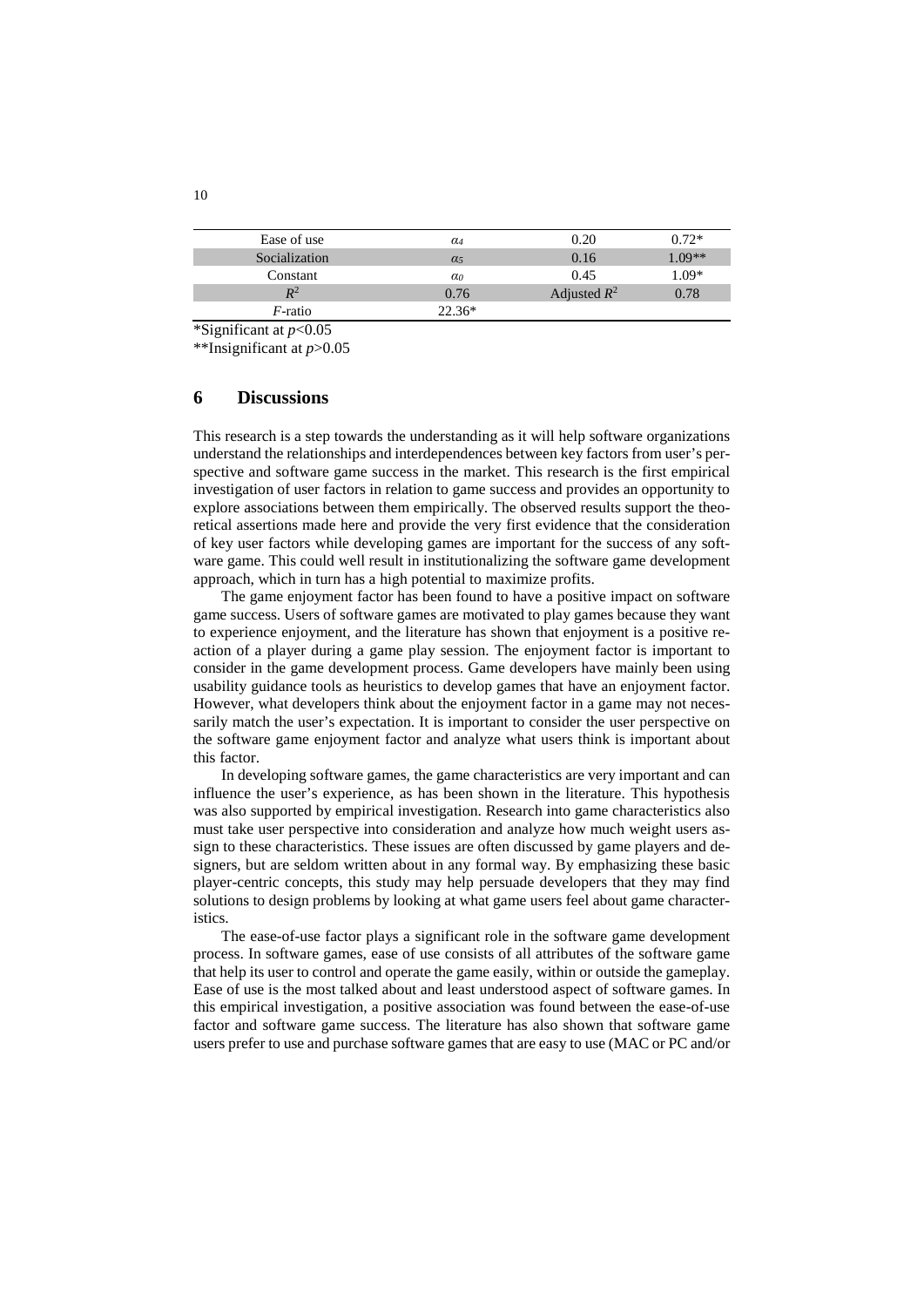| Ease of use | $\alpha_4$ | 0.20 | 0.72* |
|---|---|---|---|
| Socialization | $\alpha_5$ | 0.16 | 1.09** |
| Constant | $\alpha_0$ | 0.45 | 1.09* |
| $R^2$ | 0.76 | Adjusted $R^2$ | 0.78 |
| $F$-ratio | 22.36* | | |

*Significant at $p<0.05$

**Insignificant at $p>0.05$

## 6 Discussions

This research is a step towards the understanding as it will help software organizations understand the relationships and interdependences between key factors from user's perspective and software game success in the market. This research is the first empirical investigation of user factors in relation to game success and provides an opportunity to explore associations between them empirically. The observed results support the theoretical assertions made here and provide the very first evidence that the consideration of key user factors while developing games are important for the success of any software game. This could well result in institutionalizing the software game development approach, which in turn has a high potential to maximize profits.

The game enjoyment factor has been found to have a positive impact on software game success. Users of software games are motivated to play games because they want to experience enjoyment, and the literature has shown that enjoyment is a positive reaction of a player during a game play session. The enjoyment factor is important to consider in the game development process. Game developers have mainly been using usability guidance tools as heuristics to develop games that have an enjoyment factor. However, what developers think about the enjoyment factor in a game may not necessarily match the user's expectation. It is important to consider the user perspective on the software game enjoyment factor and analyze what users think is important about this factor.

In developing software games, the game characteristics are very important and can influence the user's experience, as has been shown in the literature. This hypothesis was also supported by empirical investigation. Research into game characteristics also must take user perspective into consideration and analyze how much weight users assign to these characteristics. These issues are often discussed by game players and designers, but are seldom written about in any formal way. By emphasizing these basic player-centric concepts, this study may help persuade developers that they may find solutions to design problems by looking at what game users feel about game characteristics.

The ease-of-use factor plays a significant role in the software game development process. In software games, ease of use consists of all attributes of the software game that help its user to control and operate the game easily, within or outside the gameplay. Ease of use is the most talked about and least understood aspect of software games. In this empirical investigation, a positive association was found between the ease-of-use factor and software game success. The literature has also shown that software game users prefer to use and purchase software games that are easy to use (MAC or PC and/or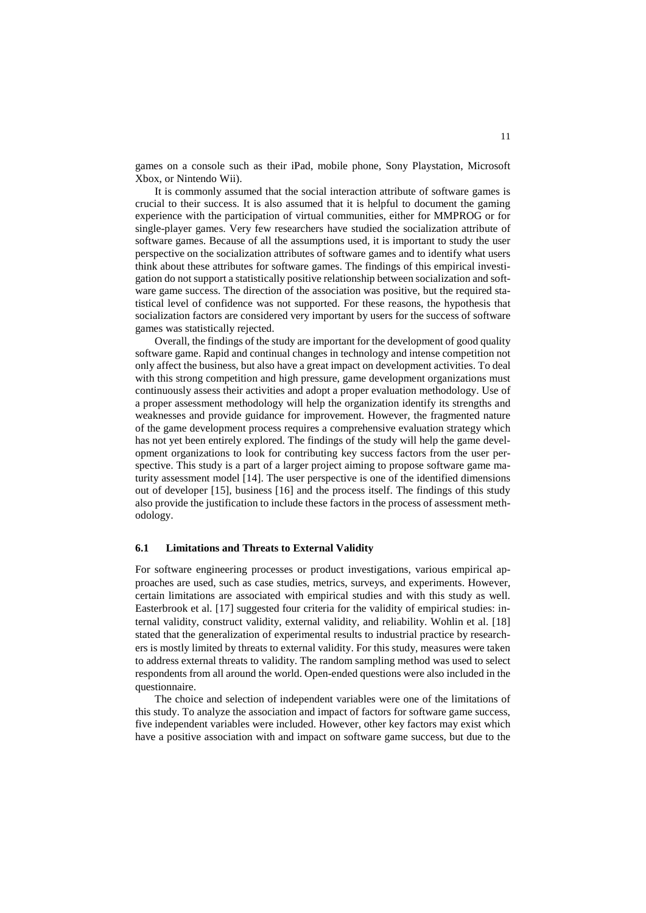games on a console such as their iPad, mobile phone, Sony Playstation, Microsoft Xbox, or Nintendo Wii).

It is commonly assumed that the social interaction attribute of software games is crucial to their success. It is also assumed that it is helpful to document the gaming experience with the participation of virtual communities, either for MMPROG or for single-player games. Very few researchers have studied the socialization attribute of software games. Because of all the assumptions used, it is important to study the user perspective on the socialization attributes of software games and to identify what users think about these attributes for software games. The findings of this empirical investigation do not support a statistically positive relationship between socialization and software game success. The direction of the association was positive, but the required statistical level of confidence was not supported. For these reasons, the hypothesis that socialization factors are considered very important by users for the success of software games was statistically rejected.

Overall, the findings of the study are important for the development of good quality software game. Rapid and continual changes in technology and intense competition not only affect the business, but also have a great impact on development activities. To deal with this strong competition and high pressure, game development organizations must continuously assess their activities and adopt a proper evaluation methodology. Use of a proper assessment methodology will help the organization identify its strengths and weaknesses and provide guidance for improvement. However, the fragmented nature of the game development process requires a comprehensive evaluation strategy which has not yet been entirely explored. The findings of the study will help the game development organizations to look for contributing key success factors from the user perspective. This study is a part of a larger project aiming to propose software game maturity assessment model [14]. The user perspective is one of the identified dimensions out of developer [15], business [16] and the process itself. The findings of this study also provide the justification to include these factors in the process of assessment methodology.

### 6.1 Limitations and Threats to External Validity

For software engineering processes or product investigations, various empirical approaches are used, such as case studies, metrics, surveys, and experiments. However, certain limitations are associated with empirical studies and with this study as well. Easterbrook et al. [17] suggested four criteria for the validity of empirical studies: internal validity, construct validity, external validity, and reliability. Wohlin et al. [18] stated that the generalization of experimental results to industrial practice by researchers is mostly limited by threats to external validity. For this study, measures were taken to address external threats to validity. The random sampling method was used to select respondents from all around the world. Open-ended questions were also included in the questionnaire.

The choice and selection of independent variables were one of the limitations of this study. To analyze the association and impact of factors for software game success, five independent variables were included. However, other key factors may exist which have a positive association with and impact on software game success, but due to the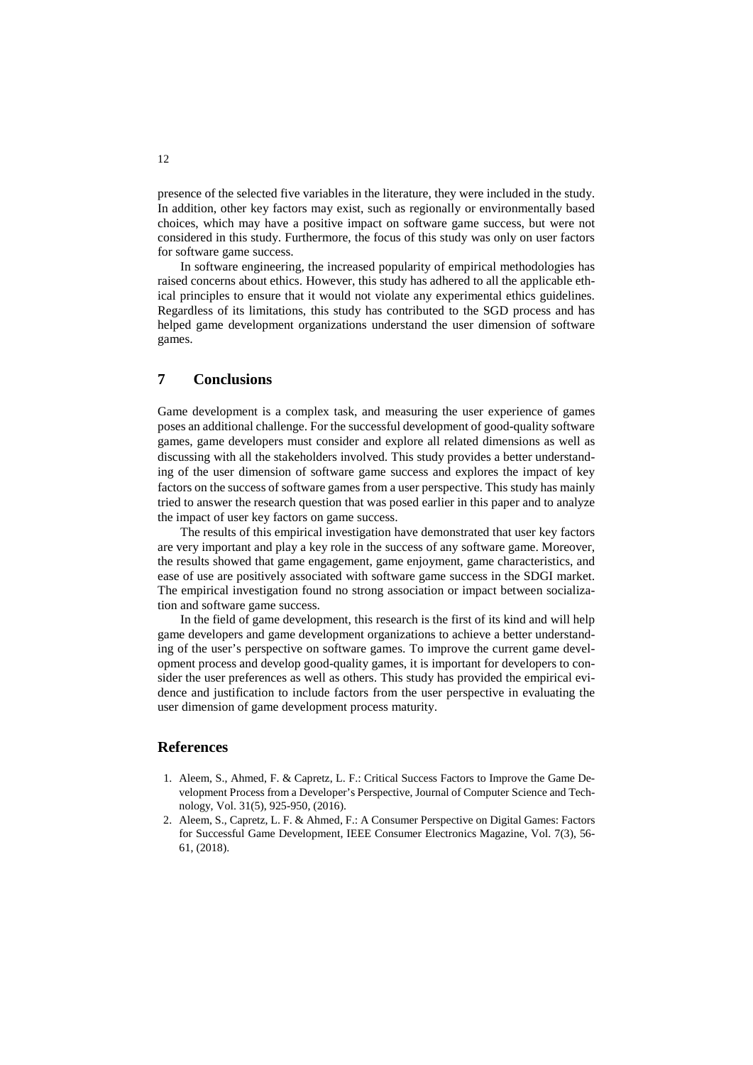presence of the selected five variables in the literature, they were included in the study. In addition, other key factors may exist, such as regionally or environmentally based choices, which may have a positive impact on software game success, but were not considered in this study. Furthermore, the focus of this study was only on user factors for software game success.

In software engineering, the increased popularity of empirical methodologies has raised concerns about ethics. However, this study has adhered to all the applicable ethical principles to ensure that it would not violate any experimental ethics guidelines. Regardless of its limitations, this study has contributed to the SGD process and has helped game development organizations understand the user dimension of software games.

## 7 Conclusions

Game development is a complex task, and measuring the user experience of games poses an additional challenge. For the successful development of good-quality software games, game developers must consider and explore all related dimensions as well as discussing with all the stakeholders involved. This study provides a better understanding of the user dimension of software game success and explores the impact of key factors on the success of software games from a user perspective. This study has mainly tried to answer the research question that was posed earlier in this paper and to analyze the impact of user key factors on game success.

The results of this empirical investigation have demonstrated that user key factors are very important and play a key role in the success of any software game. Moreover, the results showed that game engagement, game enjoyment, game characteristics, and ease of use are positively associated with software game success in the SDGI market. The empirical investigation found no strong association or impact between socialization and software game success.

In the field of game development, this research is the first of its kind and will help game developers and game development organizations to achieve a better understanding of the user's perspective on software games. To improve the current game development process and develop good-quality games, it is important for developers to consider the user preferences as well as others. This study has provided the empirical evidence and justification to include factors from the user perspective in evaluating the user dimension of game development process maturity.

## References

1. Aleem, S., Ahmed, F. & Capretz, L. F.: Critical Success Factors to Improve the Game Development Process from a Developer's Perspective, Journal of Computer Science and Technology, Vol. 31(5), 925-950, (2016).
2. Aleem, S., Capretz, L. F. & Ahmed, F.: A Consumer Perspective on Digital Games: Factors for Successful Game Development, IEEE Consumer Electronics Magazine, Vol. 7(3), 56-61, (2018).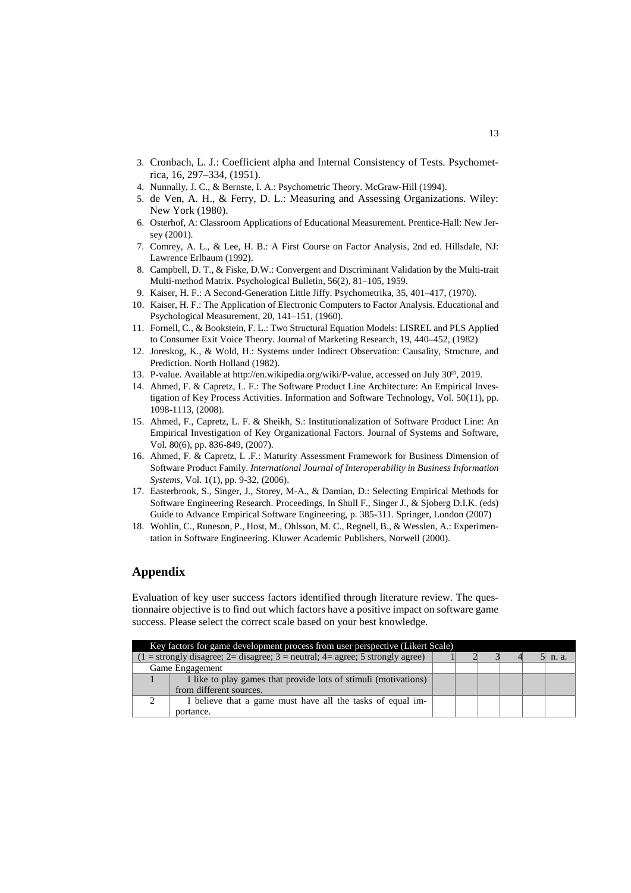3. Cronbach, L. J.: Coefficient alpha and Internal Consistency of Tests. Psychometrica, 16, 297–334, (1951).
4. Nunnally, J. C., & Bernste, I. A.: Psychometric Theory. McGraw-Hill (1994).
5. de Ven, A. H., & Ferry, D. L.: Measuring and Assessing Organizations. Wiley: New York (1980).
6. Osterhof, A: Classroom Applications of Educational Measurement. Prentice-Hall: New Jersey (2001).
7. Comrey, A. L., & Lee, H. B.: A First Course on Factor Analysis, 2nd ed. Hillsdale, NJ: Lawrence Erlbaum (1992).
8. Campbell, D. T., & Fiske, D.W.: Convergent and Discriminant Validation by the Multi-trait Multi-method Matrix. Psychological Bulletin, 56(2), 81–105, 1959.
9. Kaiser, H. F.: A Second-Generation Little Jiffy. Psychometrika, 35, 401–417, (1970).
10. Kaiser, H. F.: The Application of Electronic Computers to Factor Analysis. Educational and Psychological Measurement, 20, 141–151, (1960).
11. Fornell, C., & Bookstein, F. L.: Two Structural Equation Models: LISREL and PLS Applied to Consumer Exit Voice Theory. Journal of Marketing Research, 19, 440–452, (1982)
12. Joreskog, K., & Wold, H.: Systems under Indirect Observation: Causality, Structure, and Prediction. North Holland (1982).
13. P-value. Available at http://en.wikipedia.org/wiki/P-value, accessed on July 30th, 2019.
14. Ahmed, F. & Capretz, L. F.: The Software Product Line Architecture: An Empirical Investigation of Key Process Activities. Information and Software Technology, Vol. 50(11), pp. 1098-1113, (2008).
15. Ahmed, F., Capretz, L. F. & Sheikh, S.: Institutionalization of Software Product Line: An Empirical Investigation of Key Organizational Factors. Journal of Systems and Software, Vol. 80(6), pp. 836-849, (2007).
16. Ahmed, F. & Capretz, L .F.: Maturity Assessment Framework for Business Dimension of Software Product Family. *International Journal of Interoperability in Business Information Systems*, Vol. 1(1), pp. 9-32, (2006).
17. Easterbrook, S., Singer, J., Storey, M-A., & Damian, D.: Selecting Empirical Methods for Software Engineering Research. Proceedings, In Shull F., Singer J., & Sjoberg D.I.K. (eds) Guide to Advance Empirical Software Engineering, p. 385-311. Springer, London (2007)
18. Wohlin, C., Runeson, P., Host, M., Ohlsson, M. C., Regnell, B., & Wesslen, A.: Experimentation in Software Engineering. Kluwer Academic Publishers, Norwell (2000).

## Appendix

Evaluation of key user success factors identified through literature review. The questionnaire objective is to find out which factors have a positive impact on software game success. Please select the correct scale based on your best knowledge.

| Key factors for game development process from user perspective (Likert Scale) | | | | | | | |
|---|---|---|---|---|---|---|---|
| (1 = strongly disagree; 2= disagree; 3 = neutral; 4= agree; 5 strongly agree) | | 1 | 2 | 3 | 4 | 5 | n. a. |
| Game Engagement | | | | | | | |
| 1 | I like to play games that provide lots of stimuli (motivations) from different sources. | | | | | | |
| 2 | I believe that a game must have all the tasks of equal importance. | | | | | | |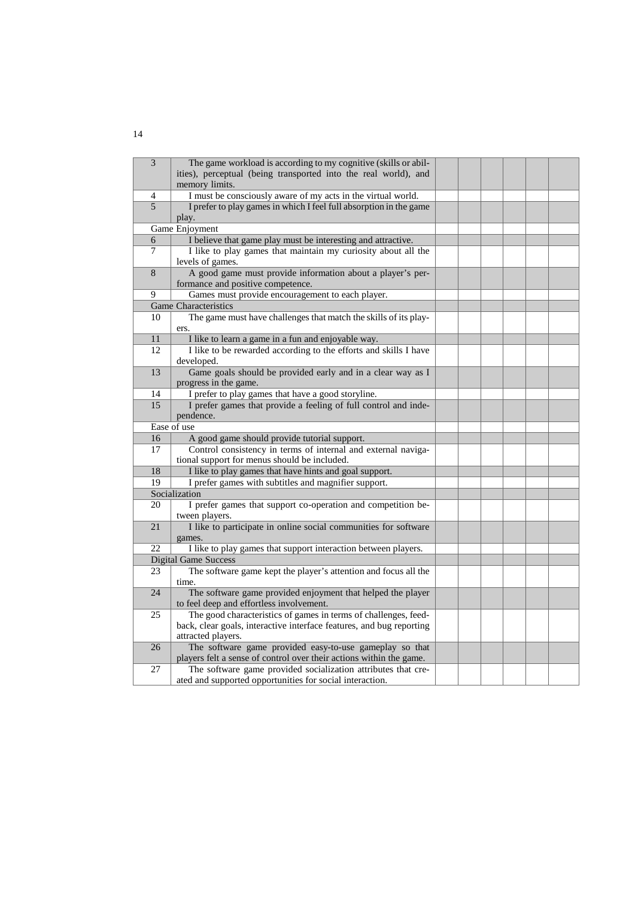| | | | | | | |
|---|---|---|---|---|---|---|
| 3 | The game workload is according to my cognitive (skills or abilities), perceptual (being transported into the real world), and memory limits. | | | | | |
| 4 | I must be consciously aware of my acts in the virtual world. | | | | | |
| 5 | I prefer to play games in which I feel full absorption in the game play. | | | | | |
| | Game Enjoyment | | | | | |
| 6 | I believe that game play must be interesting and attractive. | | | | | |
| 7 | I like to play games that maintain my curiosity about all the levels of games. | | | | | |
| 8 | A good game must provide information about a player's performance and positive competence. | | | | | |
| 9 | Games must provide encouragement to each player. | | | | | |
| | Game Characteristics | | | | | |
| 10 | The game must have challenges that match the skills of its players. | | | | | |
| 11 | I like to learn a game in a fun and enjoyable way. | | | | | |
| 12 | I like to be rewarded according to the efforts and skills I have developed. | | | | | |
| 13 | Game goals should be provided early and in a clear way as I progress in the game. | | | | | |
| 14 | I prefer to play games that have a good storyline. | | | | | |
| 15 | I prefer games that provide a feeling of full control and independence. | | | | | |
| | Ease of use | | | | | |
| 16 | A good game should provide tutorial support. | | | | | |
| 17 | Control consistency in terms of internal and external navigational support for menus should be included. | | | | | |
| 18 | I like to play games that have hints and goal support. | | | | | |
| 19 | I prefer games with subtitles and magnifier support. | | | | | |
| | Socialization | | | | | |
| 20 | I prefer games that support co-operation and competition between players. | | | | | |
| 21 | I like to participate in online social communities for software games. | | | | | |
| 22 | I like to play games that support interaction between players. | | | | | |
| | Digital Game Success | | | | | |
| 23 | The software game kept the player's attention and focus all the time. | | | | | |
| 24 | The software game provided enjoyment that helped the player to feel deep and effortless involvement. | | | | | |
| 25 | The good characteristics of games in terms of challenges, feedback, clear goals, interactive interface features, and bug reporting attracted players. | | | | | |
| 26 | The software game provided easy-to-use gameplay so that players felt a sense of control over their actions within the game. | | | | | |
| 27 | The software game provided socialization attributes that created and supported opportunities for social interaction. | | | | | |